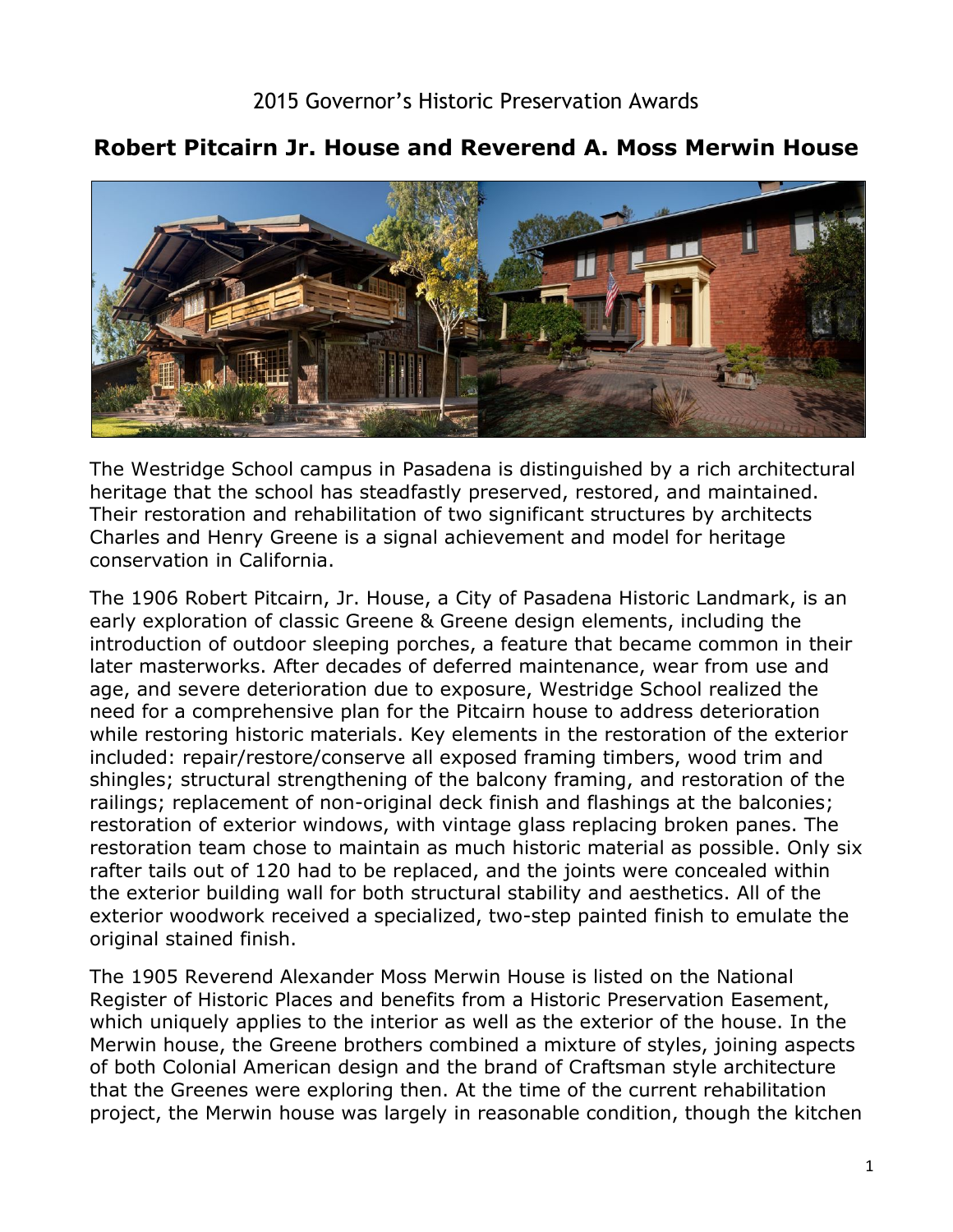2015 Governor's Historic Preservation Awards

# Robert Pitcairn Jr. House and Reverend A. Moss Merwin House

The Westridge School campus in Pasadena is distinguished by a rich architectural heritage that the school has steadfastly preserved, restored, and maintained. Their restoration and rehabilitation of two significant structures by architects Charles and Henry Greene is a signal achievement and model for heritage conservation in California.

The 1906 Robert Pitcairn, Jr. House, a City of Pasadena Historic Landmark, is an early exploration of classic Greene & Greene design elements, including the introduction of outdoor sleeping porches, a feature that became common in their later masterworks. After decades of deferred maintenance, wear from use and age, and severe deterioration due to exposure, Westridge School realized the need for a comprehensive plan for the Pitcairn house to address deterioration while restoring historic materials. Key elements in the restoration of the exterior included: repair/restore/conserve all exposed framing timbers, wood trim and shingles; structural strengthening of the balcony framing, and restoration of the railings; replacement of non-original deck finish and flashings at the balconies; restoration of exterior windows, with vintage glass replacing broken panes. The restoration team chose to maintain as much historic material as possible. Only six rafter tails out of 120 had to be replaced, and the joints were concealed within the exterior building wall for both structural stability and aesthetics. All of the exterior woodwork received a specialized, two-step painted finish to emulate the original stained finish.

The 1905 Reverend Alexander Moss Merwin House is listed on the National Register of Historic Places and benefits from a Historic Preservation Easement, which uniquely applies to the interior as well as the exterior of the house. In the Merwin house, the Greene brothers combined a mixture of styles, joining aspects of both Colonial American design and the brand of Craftsman style architecture that the Greenes were exploring then. At the time of the current rehabilitation project, the Merwin house was largely in reasonable condition, though the kitchen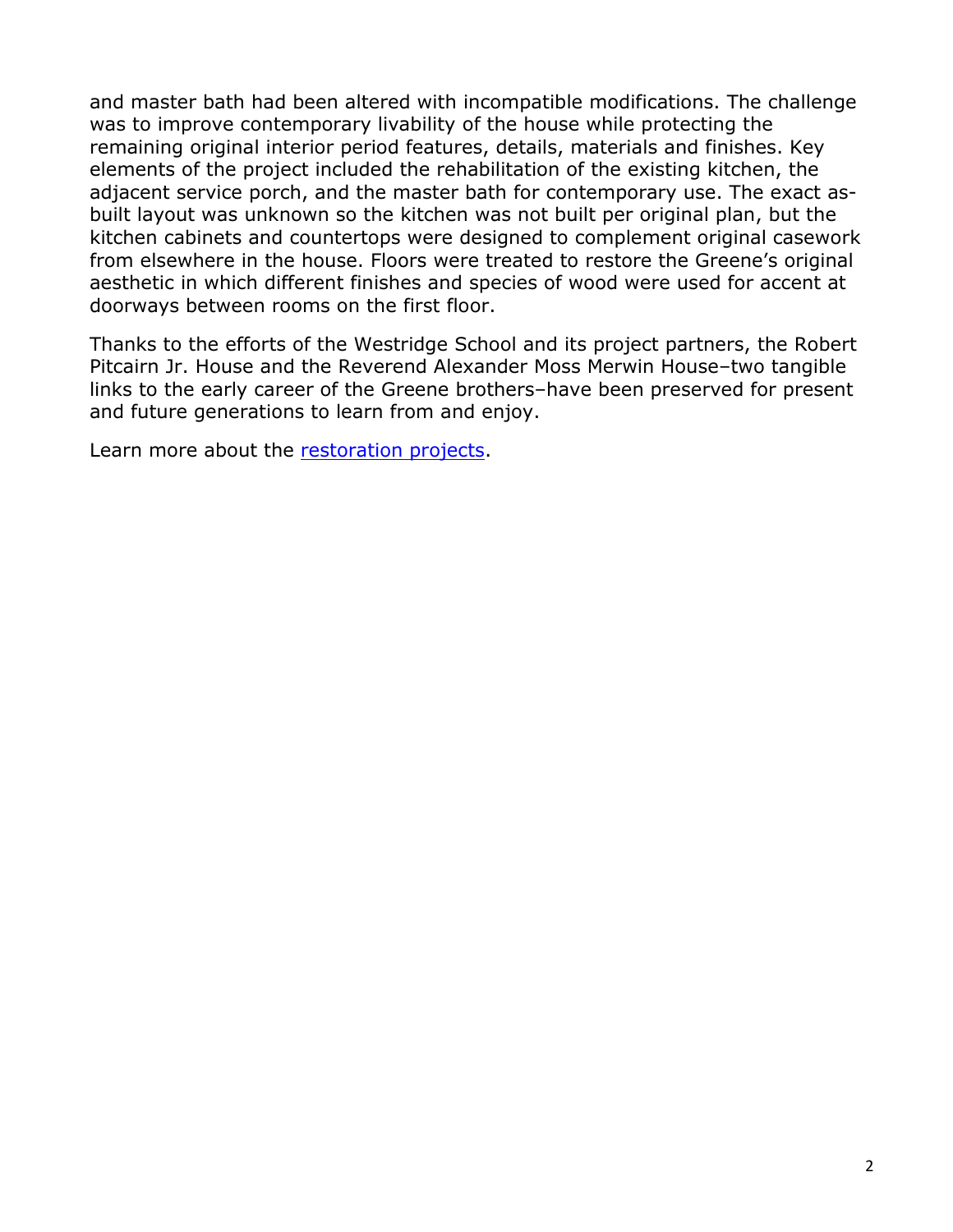and master bath had been altered with incompatible modifications. The challenge was to improve contemporary livability of the house while protecting the remaining original interior period features, details, materials and finishes. Key elements of the project included the rehabilitation of the existing kitchen, the adjacent service porch, and the master bath for contemporary use. The exact as-built layout was unknown so the kitchen was not built per original plan, but the kitchen cabinets and countertops were designed to complement original casework from elsewhere in the house. Floors were treated to restore the Greene's original aesthetic in which different finishes and species of wood were used for accent at doorways between rooms on the first floor.

Thanks to the efforts of the Westridge School and its project partners, the Robert Pitcairn Jr. House and the Reverend Alexander Moss Merwin House–two tangible links to the early career of the Greene brothers–have been preserved for present and future generations to learn from and enjoy.

Learn more about the restoration projects.